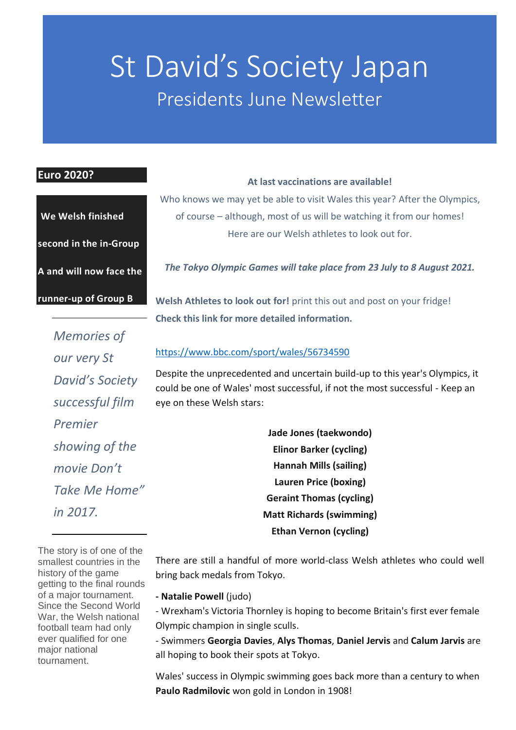# St David's Society Japan

## Presidents June Newsletter

### Euro 2020?

**We Welsh finished second in the in-Group A and will now face the runner-up of Group B**

*Memories of our very St David's Society successful film Premier showing of the movie Don't Take Me Home" in 2017.*

The story is of one of the smallest countries in the history of the game getting to the final rounds of a major tournament. Since the Second World War, the Welsh national football team had only ever qualified for one major national tournament.

**At last vaccinations are available!**

Who knows we may yet be able to visit Wales this year? After the Olympics, of course – although, most of us will be watching it from our homes! Here are our Welsh athletes to look out for.

***The Tokyo Olympic Games will take place from 23 July to 8 August 2021.***

**Welsh Athletes to look out for!** print this out and post on your fridge!
**Check this link for more detailed information.**

https://www.bbc.com/sport/wales/56734590

Despite the unprecedented and uncertain build-up to this year's Olympics, it could be one of Wales' most successful, if not the most successful - Keep an eye on these Welsh stars:

**Jade Jones (taekwondo)**
**Elinor Barker (cycling)**
**Hannah Mills (sailing)**
**Lauren Price (boxing)**
**Geraint Thomas (cycling)**
**Matt Richards (swimming)**
**Ethan Vernon (cycling)**

There are still a handful of more world-class Welsh athletes who could well bring back medals from Tokyo.

- **Natalie Powell** (judo)
- Wrexham's Victoria Thornley is hoping to become Britain's first ever female Olympic champion in single sculls.
- Swimmers **Georgia Davies**, **Alys Thomas**, **Daniel Jervis** and **Calum Jarvis** are all hoping to book their spots at Tokyo.

Wales' success in Olympic swimming goes back more than a century to when **Paulo Radmilovic** won gold in London in 1908!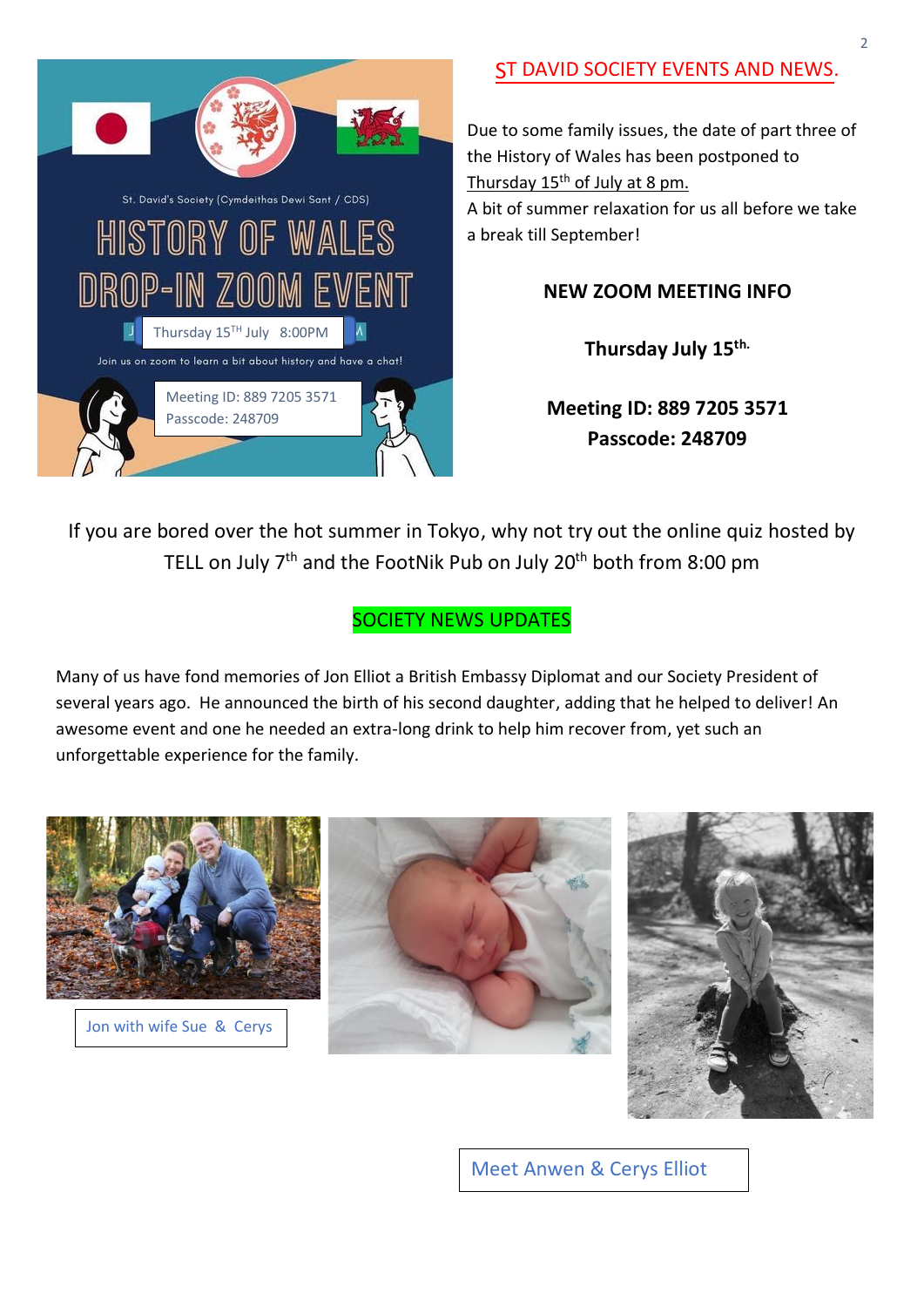St. David's Society (Cymdeithas Dewi Sant / CDS)

HISTORY OF WALES DROP-IN ZOOM EVENT

Thursday 15TH July 8:00PM

Join us on zoom to learn a bit about history and have a chat!

Meeting ID: 889 7205 3571
Passcode: 248709

## ST DAVID SOCIETY EVENTS AND NEWS.

Due to some family issues, the date of part three of the History of Wales has been postponed to Thursday 15th of July at 8 pm.

A bit of summer relaxation for us all before we take a break till September!

**NEW ZOOM MEETING INFO**

**Thursday July 15th.**

**Meeting ID: 889 7205 3571**
**Passcode: 248709**

If you are bored over the hot summer in Tokyo, why not try out the online quiz hosted by TELL on July 7th and the FootNik Pub on July 20th both from 8:00 pm

## SOCIETY NEWS UPDATES

Many of us have fond memories of Jon Elliot a British Embassy Diplomat and our Society President of several years ago. He announced the birth of his second daughter, adding that he helped to deliver! An awesome event and one he needed an extra-long drink to help him recover from, yet such an unforgettable experience for the family.

Jon with wife Sue & Cerys

Meet Anwen & Cerys Elliot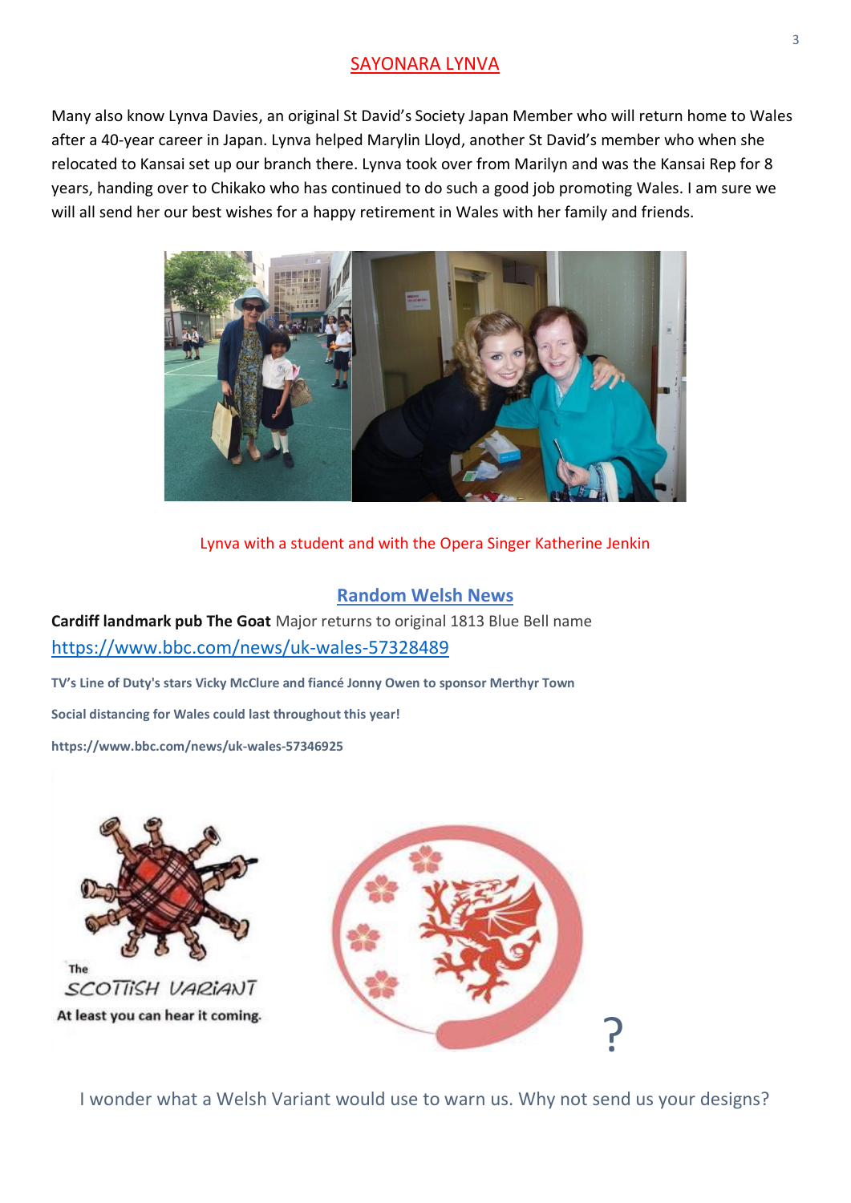## SAYONARA LYNVA

Many also know Lynva Davies, an original St David's Society Japan Member who will return home to Wales after a 40-year career in Japan. Lynva helped Marylin Lloyd, another St David's member who when she relocated to Kansai set up our branch there. Lynva took over from Marilyn and was the Kansai Rep for 8 years, handing over to Chikako who has continued to do such a good job promoting Wales. I am sure we will all send her our best wishes for a happy retirement in Wales with her family and friends.

Lynva with a student and with the Opera Singer Katherine Jenkin

## Random Welsh News

**Cardiff landmark pub The Goat** Major returns to original 1813 Blue Bell name
https://www.bbc.com/news/uk-wales-57328489

**TV's Line of Duty's stars Vicky McClure and fiancé Jonny Owen to sponsor Merthyr Town**

**Social distancing for Wales could last throughout this year!**

**https://www.bbc.com/news/uk-wales-57346925**

The SCOTTISH VARIANT
At least you can hear it coming.

?

I wonder what a Welsh Variant would use to warn us. Why not send us your designs?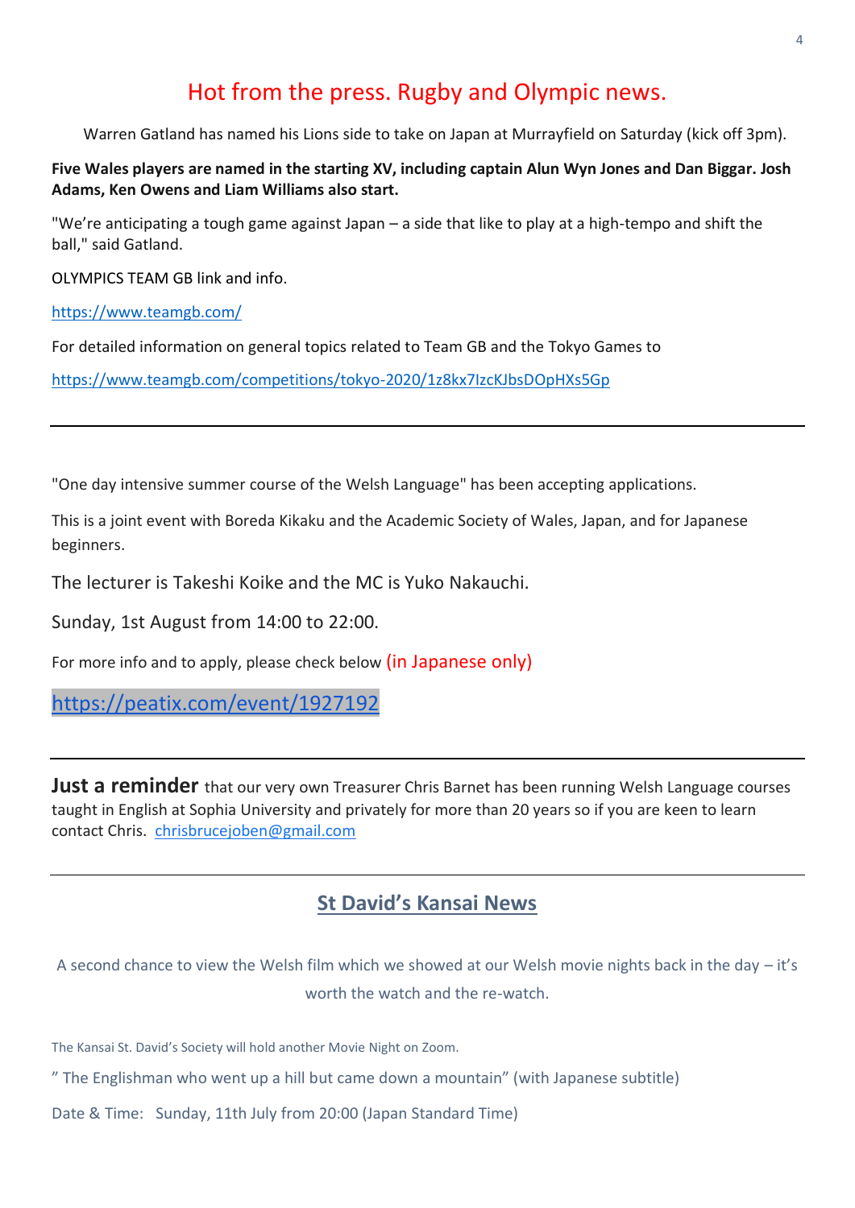# Hot from the press. Rugby and Olympic news.

Warren Gatland has named his Lions side to take on Japan at Murrayfield on Saturday (kick off 3pm).

**Five Wales players are named in the starting XV, including captain Alun Wyn Jones and Dan Biggar. Josh Adams, Ken Owens and Liam Williams also start.**

"We're anticipating a tough game against Japan – a side that like to play at a high-tempo and shift the ball," said Gatland.

OLYMPICS TEAM GB link and info.

https://www.teamgb.com/

For detailed information on general topics related to Team GB and the Tokyo Games to

https://www.teamgb.com/competitions/tokyo-2020/1z8kx7IzcKJbsDOpHXs5Gp

---

"One day intensive summer course of the Welsh Language" has been accepting applications.

This is a joint event with Boreda Kikaku and the Academic Society of Wales, Japan, and for Japanese beginners.

The lecturer is Takeshi Koike and the MC is Yuko Nakauchi.

Sunday, 1st August from 14:00 to 22:00.

For more info and to apply, please check below (in Japanese only)

https://peatix.com/event/1927192

---

**Just a reminder** that our very own Treasurer Chris Barnet has been running Welsh Language courses taught in English at Sophia University and privately for more than 20 years so if you are keen to learn contact Chris. chrisbrucejoben@gmail.com

---

## St David's Kansai News

A second chance to view the Welsh film which we showed at our Welsh movie nights back in the day – it's worth the watch and the re-watch.

The Kansai St. David's Society will hold another Movie Night on Zoom.

" The Englishman who went up a hill but came down a mountain" (with Japanese subtitle)

Date & Time: Sunday, 11th July from 20:00 (Japan Standard Time)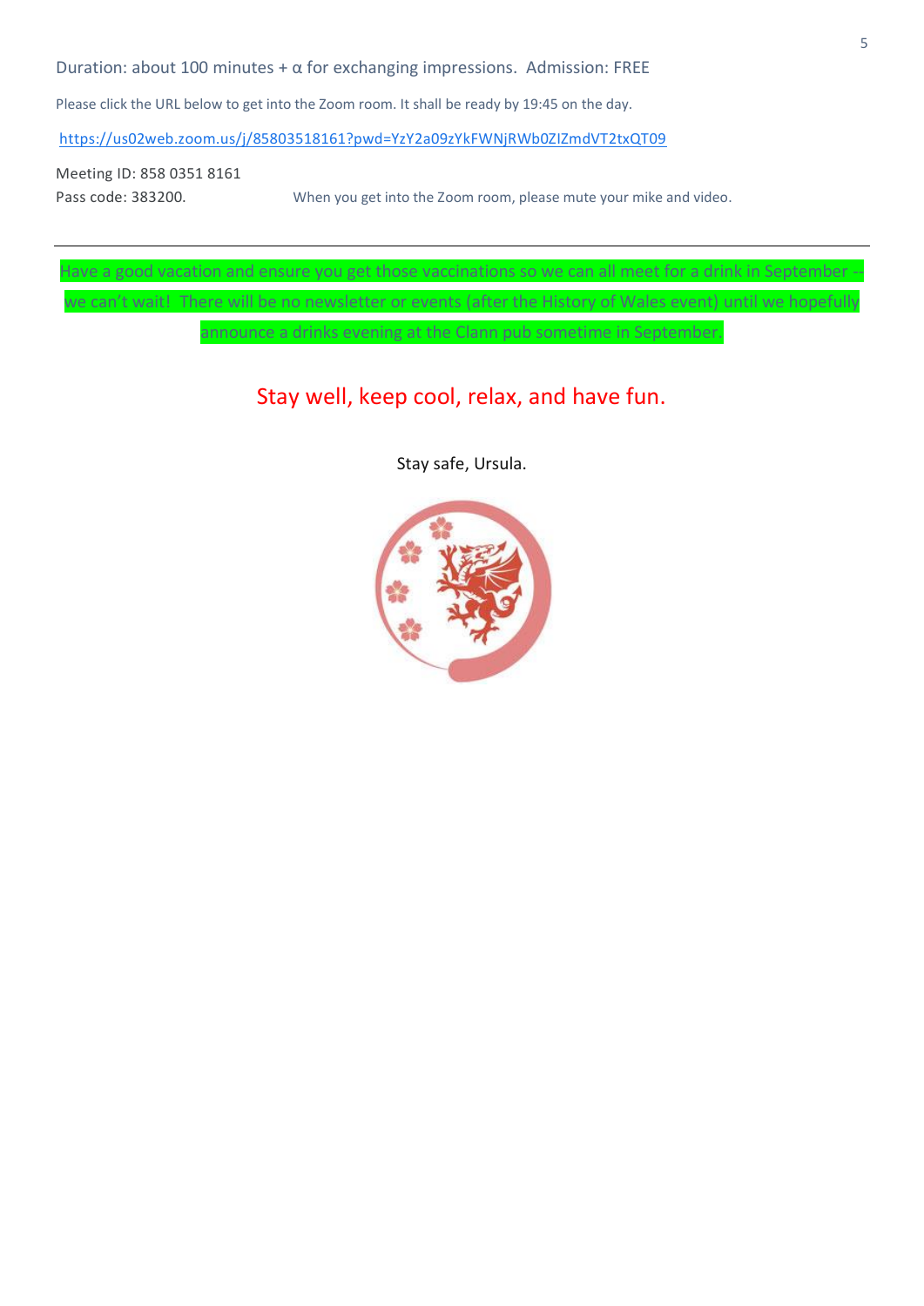Duration: about 100 minutes + α for exchanging impressions.  Admission: FREE

Please click the URL below to get into the Zoom room. It shall be ready by 19:45 on the day.

https://us02web.zoom.us/j/85803518161?pwd=YzY2a09zYkFWNjRWb0ZIZmdVT2txQT09

Meeting ID: 858 0351 8161
Pass code: 383200.

When you get into the Zoom room, please mute your mike and video.

---

Have a good vacation and ensure you get those vaccinations so we can all meet for a drink in September -- we can't wait!  There will be no newsletter or events (after the History of Wales event) until we hopefully announce a drinks evening at the Clann pub sometime in September.

Stay well, keep cool, relax, and have fun.

Stay safe, Ursula.